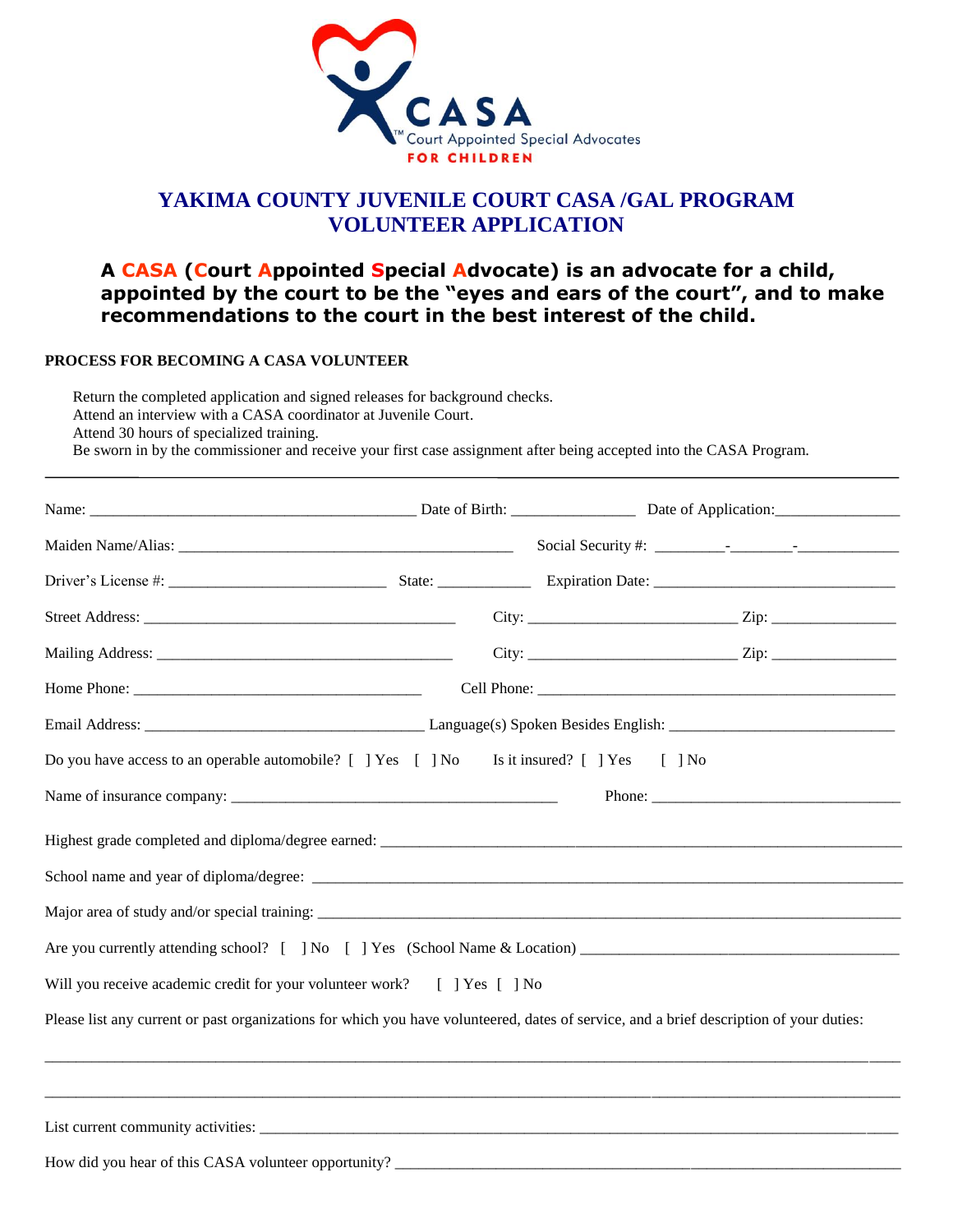CASA
Court Appointed Special Advocates
FOR CHILDREN

# YAKIMA COUNTY JUVENILE COURT CASA /GAL PROGRAM
# VOLUNTEER APPLICATION

**A CASA (Court Appointed Special Advocate) is an advocate for a child, appointed by the court to be the "eyes and ears of the court", and to make recommendations to the court in the best interest of the child.**

**PROCESS FOR BECOMING A CASA VOLUNTEER**

Return the completed application and signed releases for background checks.
Attend an interview with a CASA coordinator at Juvenile Court.
Attend 30 hours of specialized training.
Be sworn in by the commissioner and receive your first case assignment after being accepted into the CASA Program.

---

Name: ________________________________________ Date of Birth: _______________ Date of Application:_______________

Maiden Name/Alias: __________________________________________ Social Security #: ________-________-____________

Driver's License #: ___________________________ State: ___________ Expiration Date: ______________________________

Street Address: ______________________________________ City: __________________________ Zip: _______________

Mailing Address: _____________________________________ City: __________________________ Zip: _______________

Home Phone: ___________________________________ Cell Phone: _____________________________________________

Email Address: ___________________________________ Language(s) Spoken Besides English: ____________________________

Do you have access to an operable automobile? [ ] Yes [ ] No Is it insured? [ ] Yes [ ] No

Name of insurance company: __________________________________________ Phone: ______________________________

Highest grade completed and diploma/degree earned: ______________________________________________________________

School name and year of diploma/degree: ________________________________________________________________________

Major area of study and/or special training: ______________________________________________________________________

Are you currently attending school? [ ] No [ ] Yes (School Name & Location) ________________________________________

Will you receive academic credit for your volunteer work? [ ] Yes [ ] No

Please list any current or past organizations for which you have volunteered, dates of service, and a brief description of your duties:

____________________________________________________________________________________________________________

____________________________________________________________________________________________________________

List current community activities: ___________________________________________________________________________

How did you hear of this CASA volunteer opportunity? ____________________________________________________________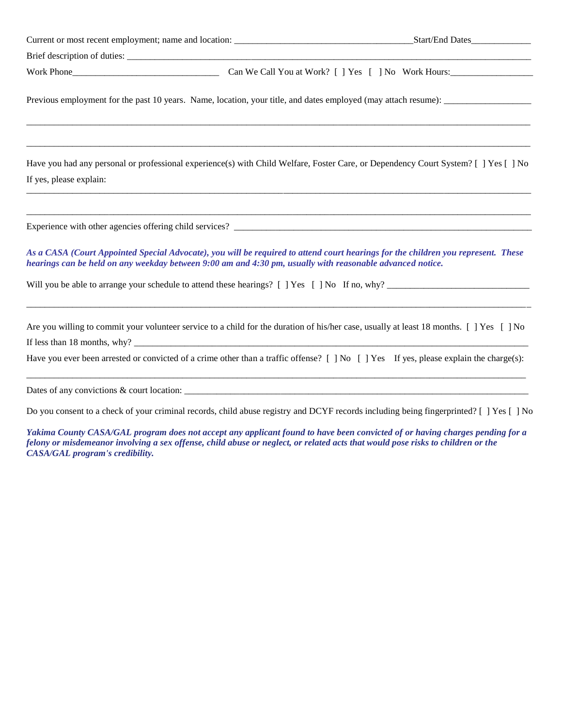Current or most recent employment; name and location: ______________________________________Start/End Dates_____________

Brief description of duties: ________________________________________________________________________________________

Work Phone________________________________ Can We Call You at Work? [ ] Yes [ ] No Work Hours:__________________

Previous employment for the past 10 years. Name, location, your title, and dates employed (may attach resume): ___________________

_____________________________________________________________________________________________________________

_____________________________________________________________________________________________________________

Have you had any personal or professional experience(s) with Child Welfare, Foster Care, or Dependency Court System? [ ] Yes [ ] No

If yes, please explain:

_____________________________________________________________________________________________________________

_____________________________________________________________________________________________________________

Experience with other agencies offering child services? ______________________________________________________________

***As a CASA (Court Appointed Special Advocate), you will be required to attend court hearings for the children you represent. These hearings can be held on any weekday between 9:00 am and 4:30 pm, usually with reasonable advanced notice.***

Will you be able to arrange your schedule to attend these hearings? [ ] Yes [ ] No If no, why? _______________________________

_____________________________________________________________________________________________________________

Are you willing to commit your volunteer service to a child for the duration of his/her case, usually at least 18 months. [ ] Yes [ ] No

If less than 18 months, why? ___________________________________________________________________________________

Have you ever been arrested or convicted of a crime other than a traffic offense? [ ] No [ ] Yes If yes, please explain the charge(s):

_____________________________________________________________________________________________________________

Dates of any convictions & court location: _________________________________________________________________________

Do you consent to a check of your criminal records, child abuse registry and DCYF records including being fingerprinted? [ ] Yes [ ] No

***Yakima County CASA/GAL program does not accept any applicant found to have been convicted of or having charges pending for a felony or misdemeanor involving a sex offense, child abuse or neglect, or related acts that would pose risks to children or the CASA/GAL program's credibility.***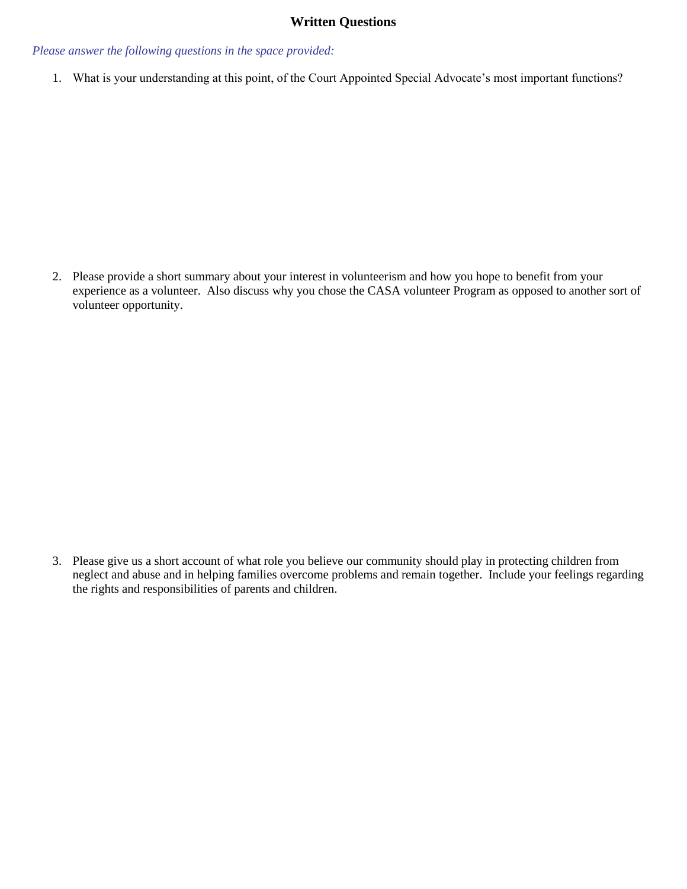# Written Questions

*Please answer the following questions in the space provided:*

1. What is your understanding at this point, of the Court Appointed Special Advocate's most important functions?

2. Please provide a short summary about your interest in volunteerism and how you hope to benefit from your experience as a volunteer. Also discuss why you chose the CASA volunteer Program as opposed to another sort of volunteer opportunity.

3. Please give us a short account of what role you believe our community should play in protecting children from neglect and abuse and in helping families overcome problems and remain together. Include your feelings regarding the rights and responsibilities of parents and children.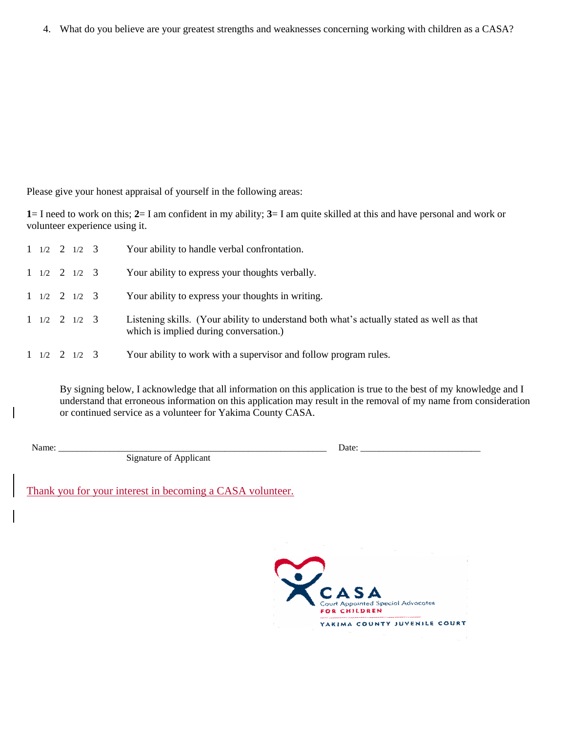4. What do you believe are your greatest strengths and weaknesses concerning working with children as a CASA?

Please give your honest appraisal of yourself in the following areas:

**1**= I need to work on this; **2**= I am confident in my ability; **3**= I am quite skilled at this and have personal and work or volunteer experience using it.

| | |
|---|---|
| 1 1/2 2 1/2 3 | Your ability to handle verbal confrontation. |
| 1 1/2 2 1/2 3 | Your ability to express your thoughts verbally. |
| 1 1/2 2 1/2 3 | Your ability to express your thoughts in writing. |
| 1 1/2 2 1/2 3 | Listening skills. (Your ability to understand both what's actually stated as well as that which is implied during conversation.) |
| 1 1/2 2 1/2 3 | Your ability to work with a supervisor and follow program rules. |

By signing below, I acknowledge that all information on this application is true to the best of my knowledge and I understand that erroneous information on this application may result in the removal of my name from consideration or continued service as a volunteer for Yakima County CASA.

Name: ___________________________________________________________ Date: __________________________

Signature of Applicant

Thank you for your interest in becoming a CASA volunteer.

CASA
Court Appointed Special Advocates
FOR CHILDREN
YAKIMA COUNTY JUVENILE COURT